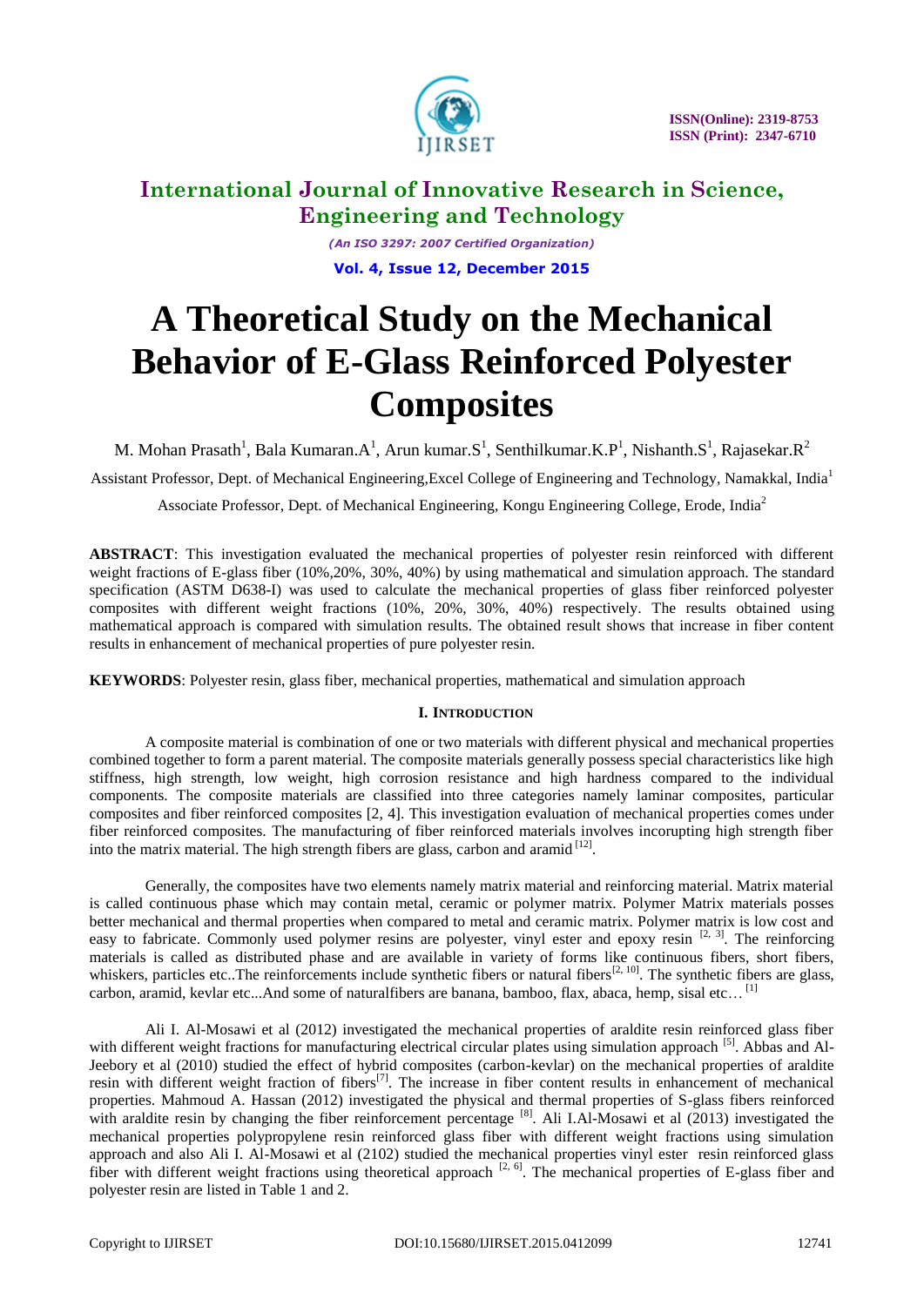# International Journal of Innovative Research in Science, Engineering and Technology

*(An ISO 3297: 2007 Certified Organization)*

**Vol. 4, Issue 12, December 2015**

# A Theoretical Study on the Mechanical Behavior of E-Glass Reinforced Polyester Composites

M. Mohan Prasath[1], Bala Kumaran.A[1], Arun kumar.S[1], Senthilkumar.K.P[1], Nishanth.S[1], Rajasekar.R[2]

Assistant Professor, Dept. of Mechanical Engineering,Excel College of Engineering and Technology, Namakkal, India[1]

Associate Professor, Dept. of Mechanical Engineering, Kongu Engineering College, Erode, India[2]

**ABSTRACT**: This investigation evaluated the mechanical properties of polyester resin reinforced with different weight fractions of E-glass fiber (10%,20%, 30%, 40%) by using mathematical and simulation approach. The standard specification (ASTM D638-I) was used to calculate the mechanical properties of glass fiber reinforced polyester composites with different weight fractions (10%, 20%, 30%, 40%) respectively. The results obtained using mathematical approach is compared with simulation results. The obtained result shows that increase in fiber content results in enhancement of mechanical properties of pure polyester resin.

**KEYWORDS**: Polyester resin, glass fiber, mechanical properties, mathematical and simulation approach

## I. INTRODUCTION

A composite material is combination of one or two materials with different physical and mechanical properties combined together to form a parent material. The composite materials generally possess special characteristics like high stiffness, high strength, low weight, high corrosion resistance and high hardness compared to the individual components. The composite materials are classified into three categories namely laminar composites, particular composites and fiber reinforced composites [2, 4]. This investigation evaluation of mechanical properties comes under fiber reinforced composites. The manufacturing of fiber reinforced materials involves incorupting high strength fiber into the matrix material. The high strength fibers are glass, carbon and aramid [12].

Generally, the composites have two elements namely matrix material and reinforcing material. Matrix material is called continuous phase which may contain metal, ceramic or polymer matrix. Polymer Matrix materials posses better mechanical and thermal properties when compared to metal and ceramic matrix. Polymer matrix is low cost and easy to fabricate. Commonly used polymer resins are polyester, vinyl ester and epoxy resin [2, 3]. The reinforcing materials is called as distributed phase and are available in variety of forms like continuous fibers, short fibers, whiskers, particles etc..The reinforcements include synthetic fibers or natural fibers[2, 10]. The synthetic fibers are glass, carbon, aramid, kevlar etc...And some of naturalfibers are banana, bamboo, flax, abaca, hemp, sisal etc… [1]

Ali I. Al-Mosawi et al (2012) investigated the mechanical properties of araldite resin reinforced glass fiber with different weight fractions for manufacturing electrical circular plates using simulation approach [5]. Abbas and Al-Jeebory et al (2010) studied the effect of hybrid composites (carbon-kevlar) on the mechanical properties of araldite resin with different weight fraction of fibers[7]. The increase in fiber content results in enhancement of mechanical properties. Mahmoud A. Hassan (2012) investigated the physical and thermal properties of S-glass fibers reinforced with araldite resin by changing the fiber reinforcement percentage [8]. Ali I.Al-Mosawi et al (2013) investigated the mechanical properties polypropylene resin reinforced glass fiber with different weight fractions using simulation approach and also Ali I. Al-Mosawi et al (2102) studied the mechanical properties vinyl ester resin reinforced glass fiber with different weight fractions using theoretical approach [2, 6]. The mechanical properties of E-glass fiber and polyester resin are listed in Table 1 and 2.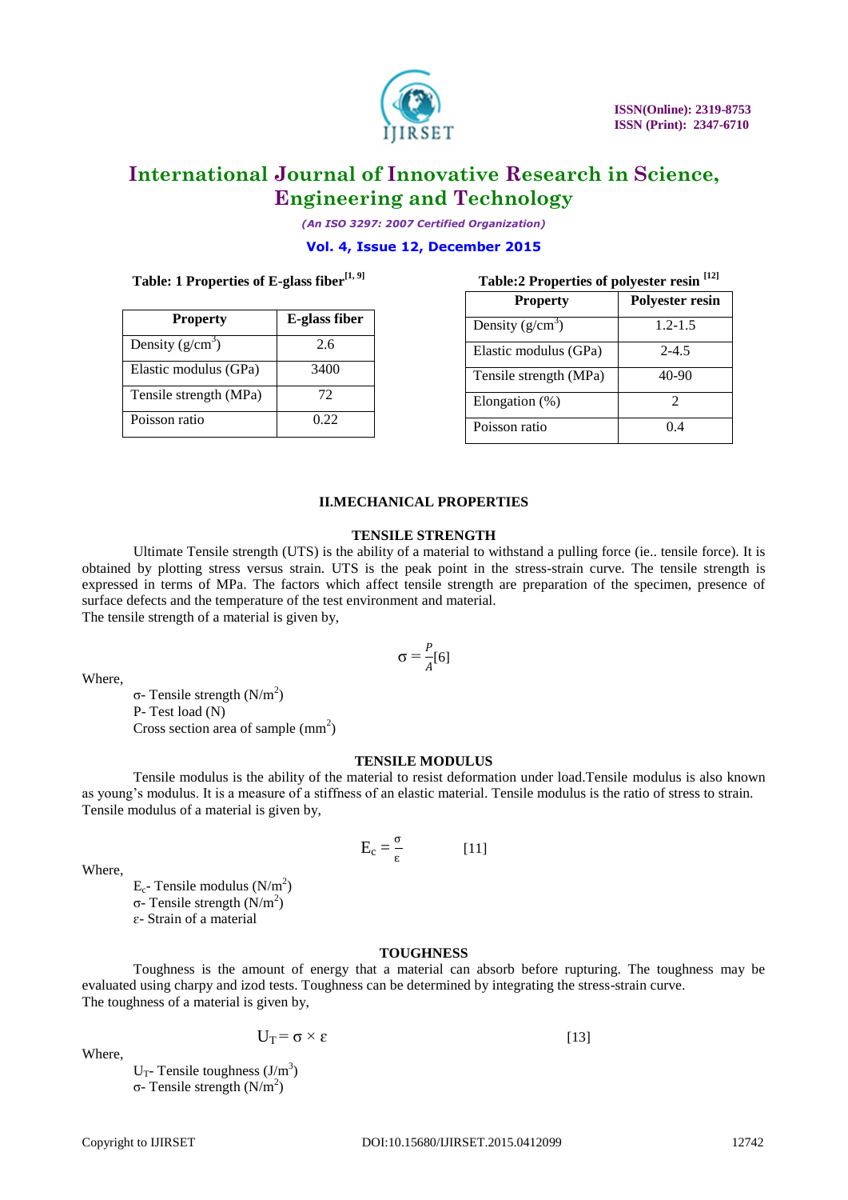**Table: 1 Properties of E-glass fiber[1, 9]**

| Property | E-glass fiber |
|---|---|
| Density (g/cm$^3$) | 2.6 |
| Elastic modulus (GPa) | 3400 |
| Tensile strength (MPa) | 72 |
| Poisson ratio | 0.22 |

**Table:2 Properties of polyester resin [12]**

| Property | Polyester resin |
|---|---|
| Density (g/cm$^3$) | 1.2-1.5 |
| Elastic modulus (GPa) | 2-4.5 |
| Tensile strength (MPa) | 40-90 |
| Elongation (%) | 2 |
| Poisson ratio | 0.4 |

## II.MECHANICAL PROPERTIES

### TENSILE STRENGTH

Ultimate Tensile strength (UTS) is the ability of a material to withstand a pulling force (ie.. tensile force). It is obtained by plotting stress versus strain. UTS is the peak point in the stress-strain curve. The tensile strength is expressed in terms of MPa. The factors which affect tensile strength are preparation of the specimen, presence of surface defects and the temperature of the test environment and material.
The tensile strength of a material is given by,

$$\sigma = \frac{P}{A} [6]$$

Where,

σ- Tensile strength (N/m$^2$)
P- Test load (N)
Cross section area of sample (mm$^2$)

### TENSILE MODULUS

Tensile modulus is the ability of the material to resist deformation under load.Tensile modulus is also known as young's modulus. It is a measure of a stiffness of an elastic material. Tensile modulus is the ratio of stress to strain. Tensile modulus of a material is given by,

$$E_c = \frac{\sigma}{\varepsilon} \quad [11]$$

Where,

$E_c$- Tensile modulus (N/m$^2$)
σ- Tensile strength (N/m$^2$)
ε- Strain of a material

### TOUGHNESS

Toughness is the amount of energy that a material can absorb before rupturing. The toughness may be evaluated using charpy and izod tests. Toughness can be determined by integrating the stress-strain curve.
The toughness of a material is given by,

$$U_T = \sigma \times \varepsilon \quad [13]$$

Where,

$U_T$- Tensile toughness (J/m$^3$)
σ- Tensile strength (N/m$^2$)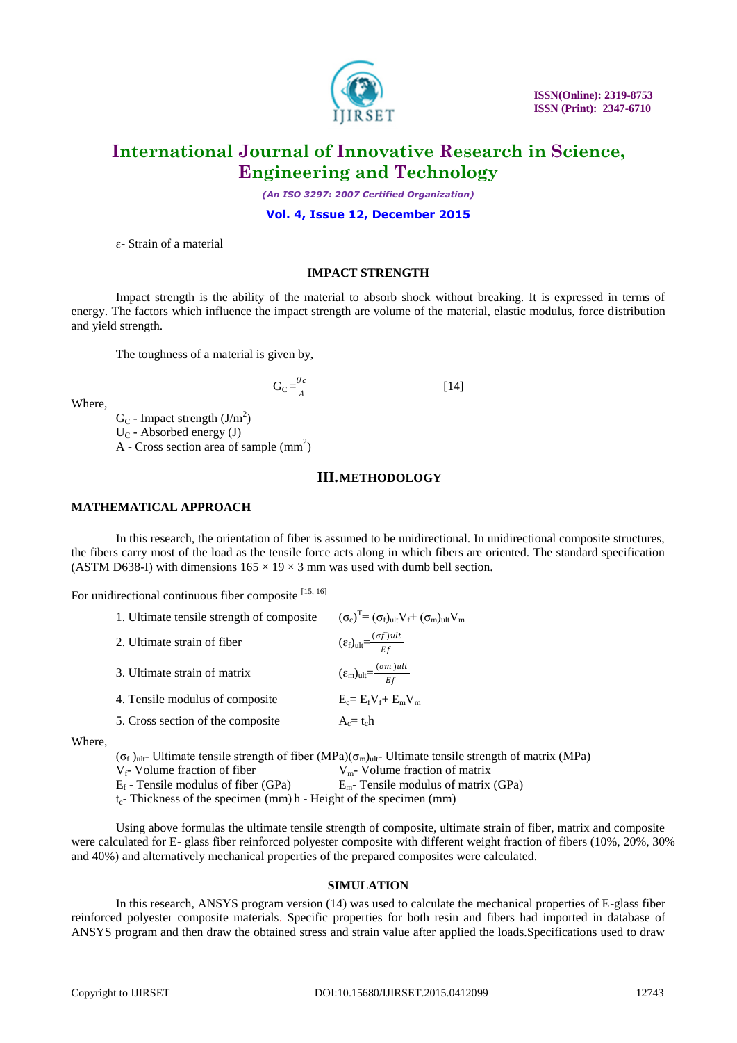ε- Strain of a material

### IMPACT STRENGTH

Impact strength is the ability of the material to absorb shock without breaking. It is expressed in terms of energy. The factors which influence the impact strength are volume of the material, elastic modulus, force distribution and yield strength.

The toughness of a material is given by,

$$G_C = \frac{U_c}{A} \quad [14]$$

Where,

$G_C$ - Impact strength ($J/m^2$)
$U_C$ - Absorbed energy (J)
A - Cross section area of sample ($mm^2$)

## III. METHODOLOGY

### MATHEMATICAL APPROACH

In this research, the orientation of fiber is assumed to be unidirectional. In unidirectional composite structures, the fibers carry most of the load as the tensile force acts along in which fibers are oriented. The standard specification (ASTM D638-I) with dimensions 165 × 19 × 3 mm was used with dumb bell section.

For unidirectional continuous fiber composite [15, 16]

1. Ultimate tensile strength of composite $(\sigma_c)^T = (\sigma_f)_{ult}V_f + (\sigma_m)_{ult}V_m$
2. Ultimate strain of fiber $(\varepsilon_f)_{ult} = \frac{(\sigma f)ult}{Ef}$
3. Ultimate strain of matrix $(\varepsilon_m)_{ult} = \frac{(\sigma m)ult}{Ef}$
4. Tensile modulus of composite $E_c = E_fV_f + E_mV_m$
5. Cross section of the composite $A_c = t_ch$

Where,

$(\sigma_f)_{ult}$- Ultimate tensile strength of fiber (MPa) $(\sigma_m)_{ult}$- Ultimate tensile strength of matrix (MPa)
$V_f$- Volume fraction of fiber $V_m$- Volume fraction of matrix
$E_f$ - Tensile modulus of fiber (GPa) $E_m$- Tensile modulus of matrix (GPa)
$t_c$- Thickness of the specimen (mm) h - Height of the specimen (mm)

Using above formulas the ultimate tensile strength of composite, ultimate strain of fiber, matrix and composite were calculated for E- glass fiber reinforced polyester composite with different weight fraction of fibers (10%, 20%, 30% and 40%) and alternatively mechanical properties of the prepared composites were calculated.

### SIMULATION

In this research, ANSYS program version (14) was used to calculate the mechanical properties of E-glass fiber reinforced polyester composite materials. Specific properties for both resin and fibers had imported in database of ANSYS program and then draw the obtained stress and strain value after applied the loads.Specifications used to draw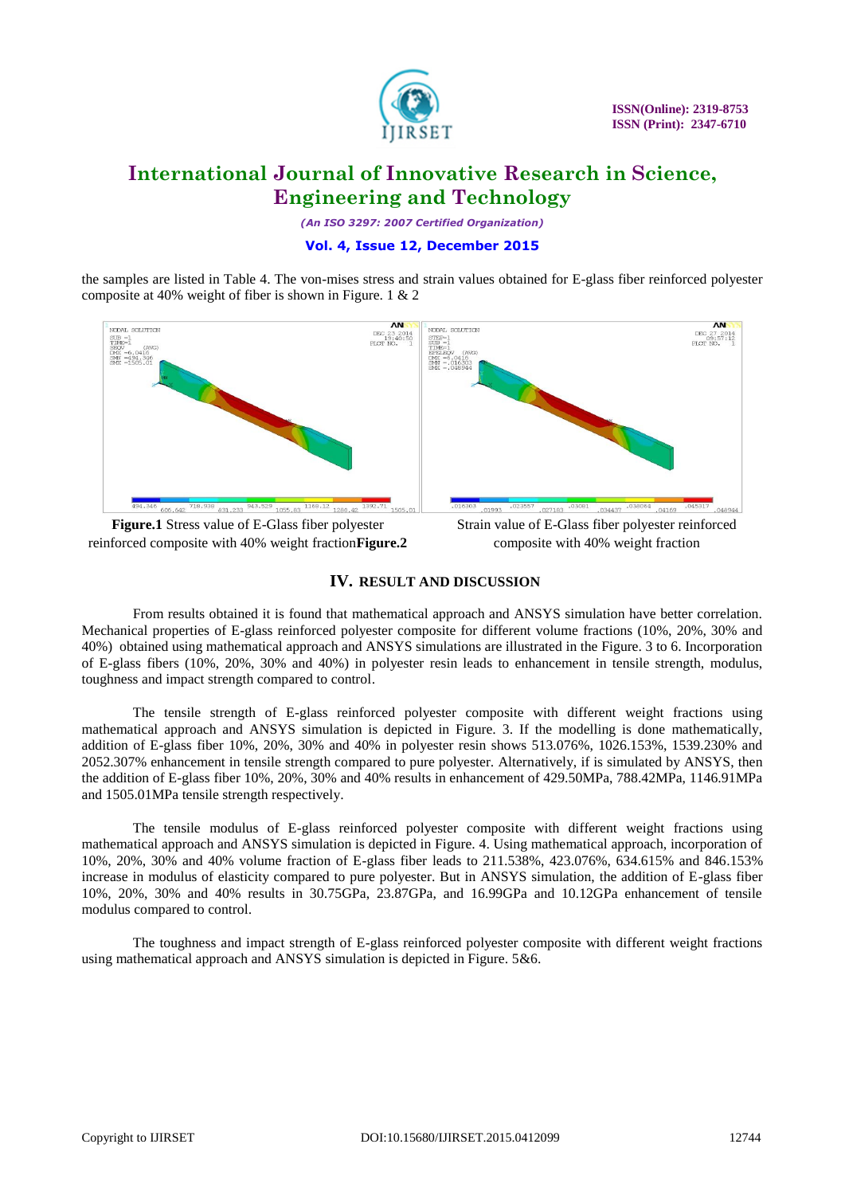the samples are listed in Table 4. The von-mises stress and strain values obtained for E-glass fiber reinforced polyester composite at 40% weight of fiber is shown in Figure. 1 & 2

**Figure.1** Stress value of E-Glass fiber polyester reinforced composite with 40% weight fraction

**Figure.2** Strain value of E-Glass fiber polyester reinforced composite with 40% weight fraction

## IV. RESULT AND DISCUSSION

From results obtained it is found that mathematical approach and ANSYS simulation have better correlation. Mechanical properties of E-glass reinforced polyester composite for different volume fractions (10%, 20%, 30% and 40%) obtained using mathematical approach and ANSYS simulations are illustrated in the Figure. 3 to 6. Incorporation of E-glass fibers (10%, 20%, 30% and 40%) in polyester resin leads to enhancement in tensile strength, modulus, toughness and impact strength compared to control.

The tensile strength of E-glass reinforced polyester composite with different weight fractions using mathematical approach and ANSYS simulation is depicted in Figure. 3. If the modelling is done mathematically, addition of E-glass fiber 10%, 20%, 30% and 40% in polyester resin shows 513.076%, 1026.153%, 1539.230% and 2052.307% enhancement in tensile strength compared to pure polyester. Alternatively, if is simulated by ANSYS, then the addition of E-glass fiber 10%, 20%, 30% and 40% results in enhancement of 429.50MPa, 788.42MPa, 1146.91MPa and 1505.01MPa tensile strength respectively.

The tensile modulus of E-glass reinforced polyester composite with different weight fractions using mathematical approach and ANSYS simulation is depicted in Figure. 4. Using mathematical approach, incorporation of 10%, 20%, 30% and 40% volume fraction of E-glass fiber leads to 211.538%, 423.076%, 634.615% and 846.153% increase in modulus of elasticity compared to pure polyester. But in ANSYS simulation, the addition of E-glass fiber 10%, 20%, 30% and 40% results in 30.75GPa, 23.87GPa, and 16.99GPa and 10.12GPa enhancement of tensile modulus compared to control.

The toughness and impact strength of E-glass reinforced polyester composite with different weight fractions using mathematical approach and ANSYS simulation is depicted in Figure. 5&6.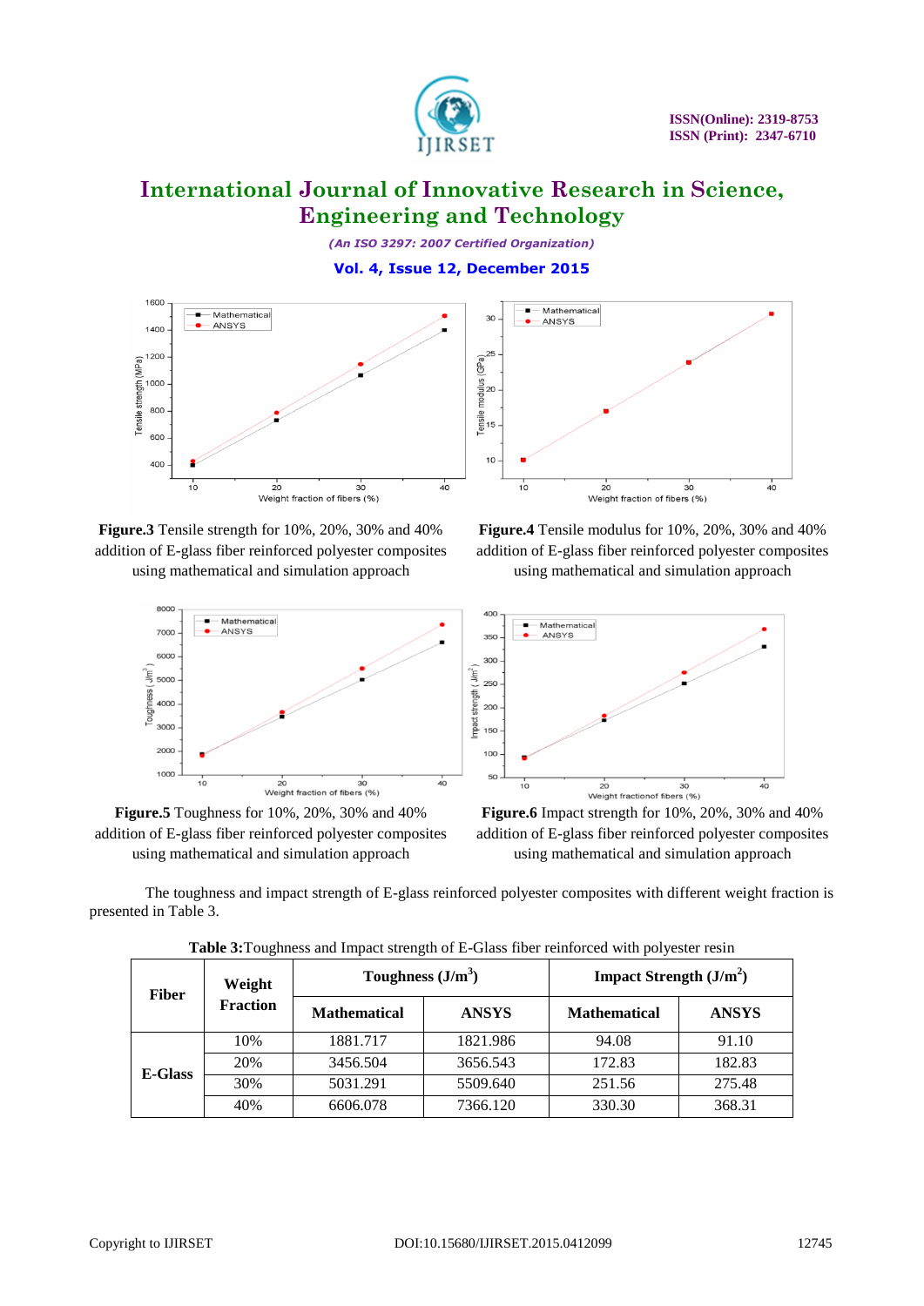**Figure.3** Tensile strength for 10%, 20%, 30% and 40% addition of E-glass fiber reinforced polyester composites using mathematical and simulation approach

**Figure.4** Tensile modulus for 10%, 20%, 30% and 40% addition of E-glass fiber reinforced polyester composites using mathematical and simulation approach

**Figure.5** Toughness for 10%, 20%, 30% and 40% addition of E-glass fiber reinforced polyester composites using mathematical and simulation approach

**Figure.6** Impact strength for 10%, 20%, 30% and 40% addition of E-glass fiber reinforced polyester composites using mathematical and simulation approach

The toughness and impact strength of E-glass reinforced polyester composites with different weight fraction is presented in Table 3.

**Table 3:**Toughness and Impact strength of E-Glass fiber reinforced with polyester resin

| Fiber | Weight Fraction | Toughness ($J/m^3$) | | Impact Strength ($J/m^2$) | |
|---|---|---|---|---|---|
| | | Mathematical | ANSYS | Mathematical | ANSYS |
| E-Glass | 10% | 1881.717 | 1821.986 | 94.08 | 91.10 |
| | 20% | 3456.504 | 3656.543 | 172.83 | 182.83 |
| | 30% | 5031.291 | 5509.640 | 251.56 | 275.48 |
| | 40% | 6606.078 | 7366.120 | 330.30 | 368.31 |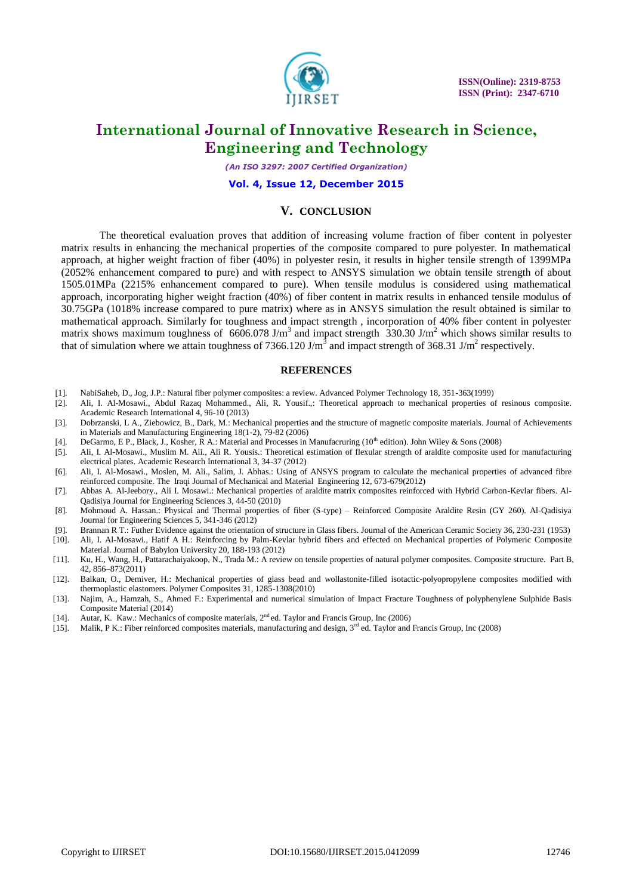## V. CONCLUSION

The theoretical evaluation proves that addition of increasing volume fraction of fiber content in polyester matrix results in enhancing the mechanical properties of the composite compared to pure polyester. In mathematical approach, at higher weight fraction of fiber (40%) in polyester resin, it results in higher tensile strength of 1399MPa (2052% enhancement compared to pure) and with respect to ANSYS simulation we obtain tensile strength of about 1505.01MPa (2215% enhancement compared to pure). When tensile modulus is considered using mathematical approach, incorporating higher weight fraction (40%) of fiber content in matrix results in enhanced tensile modulus of 30.75GPa (1018% increase compared to pure matrix) where as in ANSYS simulation the result obtained is similar to mathematical approach. Similarly for toughness and impact strength , incorporation of 40% fiber content in polyester matrix shows maximum toughness of 6606.078 $J/m^3$ and impact strength 330.30 $J/m^2$ which shows similar results to that of simulation where we attain toughness of 7366.120 $J/m^3$ and impact strength of 368.31 $J/m^2$ respectively.

### REFERENCES

[1]. NabiSaheb, D., Jog, J.P.: Natural fiber polymer composites: a review. Advanced Polymer Technology 18, 351-363(1999)

[2]. Ali, I. Al-Mosawi., Abdul Razaq Mohammed., Ali, R. Yousif.,: Theoretical approach to mechanical properties of resinous composite. Academic Research International 4, 96-10 (2013)

[3]. Dobrzanski, L A., Ziebowicz, B., Dark, M.: Mechanical properties and the structure of magnetic composite materials. Journal of Achievements in Materials and Manufacturing Engineering 18(1-2), 79-82 (2006)

[4]. DeGarmo, E P., Black, J., Kosher, R A.: Material and Processes in Manufacruring (10th edition). John Wiley & Sons (2008)

[5]. Ali, I. Al-Mosawi., Muslim M. Ali., Ali R. Yousis.: Theoretical estimation of flexular strength of araldite composite used for manufacturing electrical plates. Academic Research International 3, 34-37 (2012)

[6]. Ali, I. Al-Mosawi., Moslen, M. Ali., Salim, J. Abhas.: Using of ANSYS program to calculate the mechanical properties of advanced fibre reinforced composite. The Iraqi Journal of Mechanical and Material Engineering 12, 673-679(2012)

[7]. Abbas A. Al-Jeebory., Ali I. Mosawi.: Mechanical properties of araldite matrix composites reinforced with Hybrid Carbon-Kevlar fibers. Al-Qadisiya Journal for Engineering Sciences 3, 44-50 (2010)

[8]. Mohmoud A. Hassan.: Physical and Thermal properties of fiber (S-type) – Reinforced Composite Araldite Resin (GY 260). Al-Qadisiya Journal for Engineering Sciences 5, 341-346 (2012)

[9]. Brannan R T.: Futher Evidence against the orientation of structure in Glass fibers. Journal of the American Ceramic Society 36, 230-231 (1953)

[10]. Ali, I. Al-Mosawi., Hatif A H.: Reinforcing by Palm-Kevlar hybrid fibers and effected on Mechanical properties of Polymeric Composite Material. Journal of Babylon University 20, 188-193 (2012)

[11]. Ku, H., Wang, H., Pattarachaiyakoop, N., Trada M.: A review on tensile properties of natural polymer composites. Composite structure. Part B, 42, 856–873(2011)

[12]. Balkan, O., Demiver, H.: Mechanical properties of glass bead and wollastonite-filled isotactic-polyopropylene composites modified with thermoplastic elastomers. Polymer Composites 31, 1285-1308(2010)

[13]. Najim, A., Hamzah, S., Ahmed F.: Experimental and numerical simulation of Impact Fracture Toughness of polyphenylene Sulphide Basis Composite Material (2014)

[14]. Autar, K. Kaw.: Mechanics of composite materials, 2nd ed. Taylor and Francis Group, Inc (2006)

[15]. Malik, P K.: Fiber reinforced composites materials, manufacturing and design, 3rd ed. Taylor and Francis Group, Inc (2008)